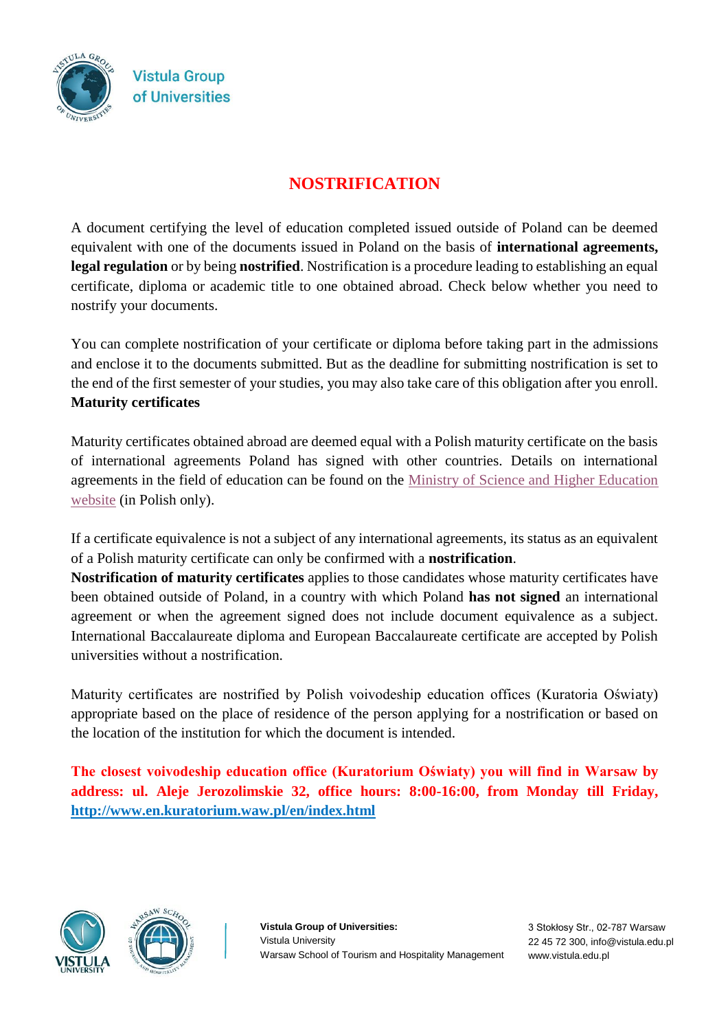# NOSTRIFICATION

A document certifying the level of education completed issued outside of Poland can be deemed equivalent with one of the documents issued in Poland on the basis of **international agreements, legal regulation** or by being **nostrified**. Nostrification is a procedure leading to establishing an equal certificate, diploma or academic title to one obtained abroad. Check below whether you need to nostrify your documents.

You can complete nostrification of your certificate or diploma before taking part in the admissions and enclose it to the documents submitted. But as the deadline for submitting nostrification is set to the end of the first semester of your studies, you may also take care of this obligation after you enroll.

**Maturity certificates**

Maturity certificates obtained abroad are deemed equal with a Polish maturity certificate on the basis of international agreements Poland has signed with other countries. Details on international agreements in the field of education can be found on the Ministry of Science and Higher Education website (in Polish only).

If a certificate equivalence is not a subject of any international agreements, its status as an equivalent of a Polish maturity certificate can only be confirmed with a **nostrification**.

**Nostrification of maturity certificates** applies to those candidates whose maturity certificates have been obtained outside of Poland, in a country with which Poland **has not signed** an international agreement or when the agreement signed does not include document equivalence as a subject. International Baccalaureate diploma and European Baccalaureate certificate are accepted by Polish universities without a nostrification.

Maturity certificates are nostrified by Polish voivodeship education offices (Kuratoria Oświaty) appropriate based on the place of residence of the person applying for a nostrification or based on the location of the institution for which the document is intended.

**The closest voivodeship education office (Kuratorium Oświaty) you will find in Warsaw by address: ul. Aleje Jerozolimskie 32, office hours: 8:00-16:00, from Monday till Friday, http://www.en.kuratorium.waw.pl/en/index.html**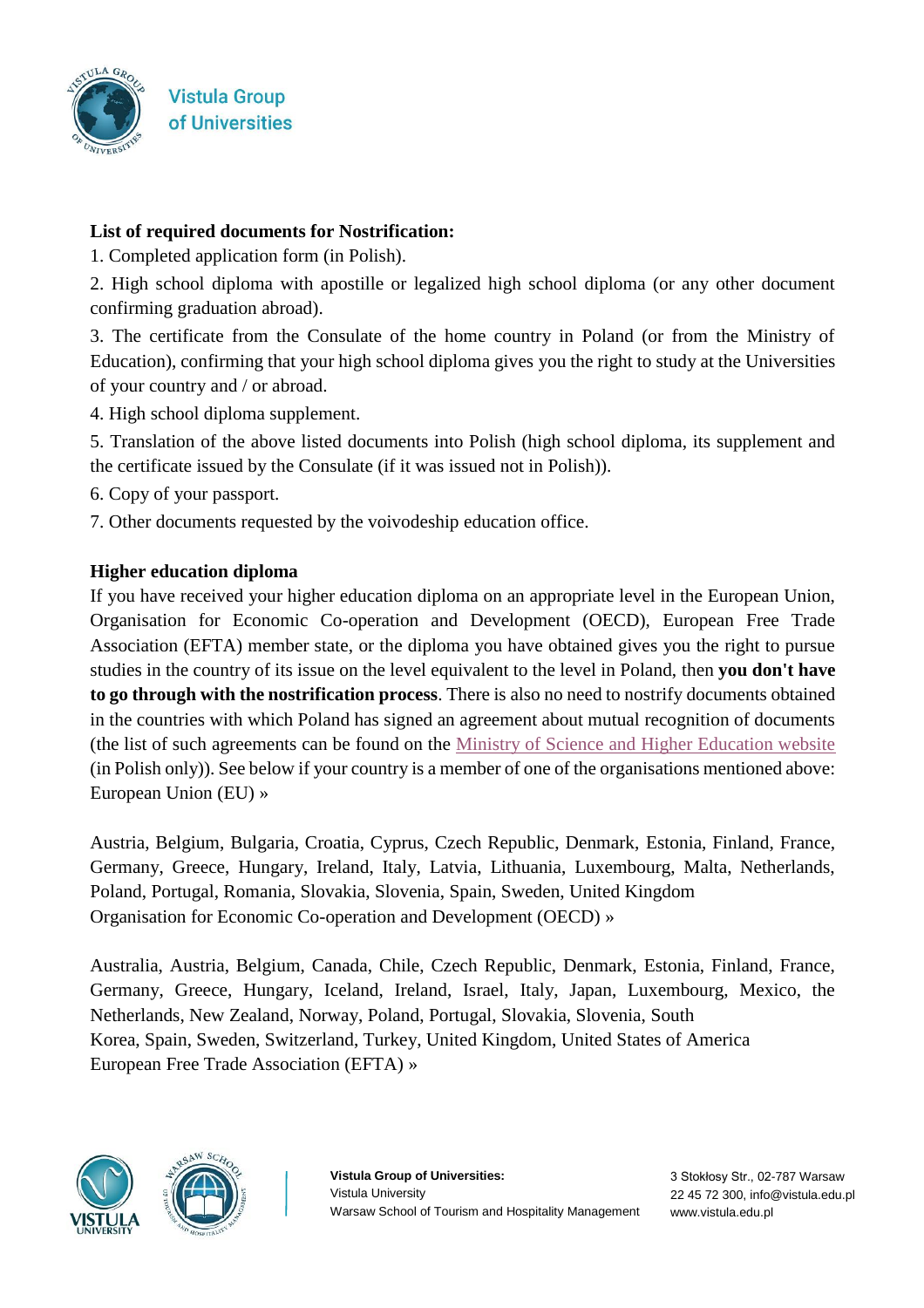**List of required documents for Nostrification:**

1. Completed application form (in Polish).
2. High school diploma with apostille or legalized high school diploma (or any other document confirming graduation abroad).
3. The certificate from the Consulate of the home country in Poland (or from the Ministry of Education), confirming that your high school diploma gives you the right to study at the Universities of your country and / or abroad.
4. High school diploma supplement.
5. Translation of the above listed documents into Polish (high school diploma, its supplement and the certificate issued by the Consulate (if it was issued not in Polish)).
6. Copy of your passport.
7. Other documents requested by the voivodeship education office.

**Higher education diploma**

If you have received your higher education diploma on an appropriate level in the European Union, Organisation for Economic Co-operation and Development (OECD), European Free Trade Association (EFTA) member state, or the diploma you have obtained gives you the right to pursue studies in the country of its issue on the level equivalent to the level in Poland, then **you don't have to go through with the nostrification process**. There is also no need to nostrify documents obtained in the countries with which Poland has signed an agreement about mutual recognition of documents (the list of such agreements can be found on the Ministry of Science and Higher Education website (in Polish only)). See below if your country is a member of one of the organisations mentioned above:

European Union (EU) »

Austria, Belgium, Bulgaria, Croatia, Cyprus, Czech Republic, Denmark, Estonia, Finland, France, Germany, Greece, Hungary, Ireland, Italy, Latvia, Lithuania, Luxembourg, Malta, Netherlands, Poland, Portugal, Romania, Slovakia, Slovenia, Spain, Sweden, United Kingdom

Organisation for Economic Co-operation and Development (OECD) »

Australia, Austria, Belgium, Canada, Chile, Czech Republic, Denmark, Estonia, Finland, France, Germany, Greece, Hungary, Iceland, Ireland, Israel, Italy, Japan, Luxembourg, Mexico, the Netherlands, New Zealand, Norway, Poland, Portugal, Slovakia, Slovenia, South Korea, Spain, Sweden, Switzerland, Turkey, United Kingdom, United States of America

European Free Trade Association (EFTA) »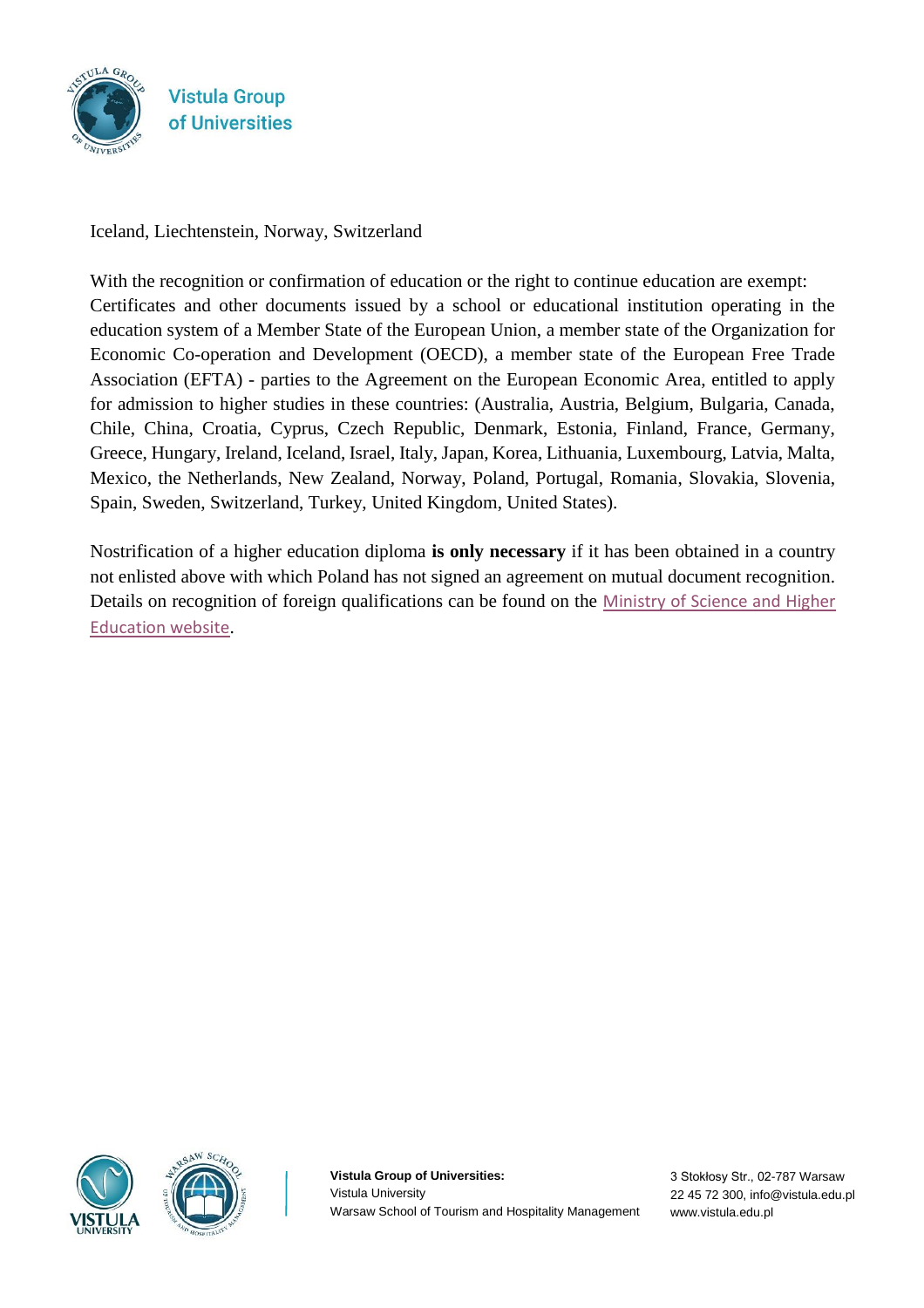Iceland, Liechtenstein, Norway, Switzerland

With the recognition or confirmation of education or the right to continue education are exempt: Certificates and other documents issued by a school or educational institution operating in the education system of a Member State of the European Union, a member state of the Organization for Economic Co-operation and Development (OECD), a member state of the European Free Trade Association (EFTA) - parties to the Agreement on the European Economic Area, entitled to apply for admission to higher studies in these countries: (Australia, Austria, Belgium, Bulgaria, Canada, Chile, China, Croatia, Cyprus, Czech Republic, Denmark, Estonia, Finland, France, Germany, Greece, Hungary, Ireland, Iceland, Israel, Italy, Japan, Korea, Lithuania, Luxembourg, Latvia, Malta, Mexico, the Netherlands, New Zealand, Norway, Poland, Portugal, Romania, Slovakia, Slovenia, Spain, Sweden, Switzerland, Turkey, United Kingdom, United States).

Nostrification of a higher education diploma **is only necessary** if it has been obtained in a country not enlisted above with which Poland has not signed an agreement on mutual document recognition. Details on recognition of foreign qualifications can be found on the Ministry of Science and Higher Education website.